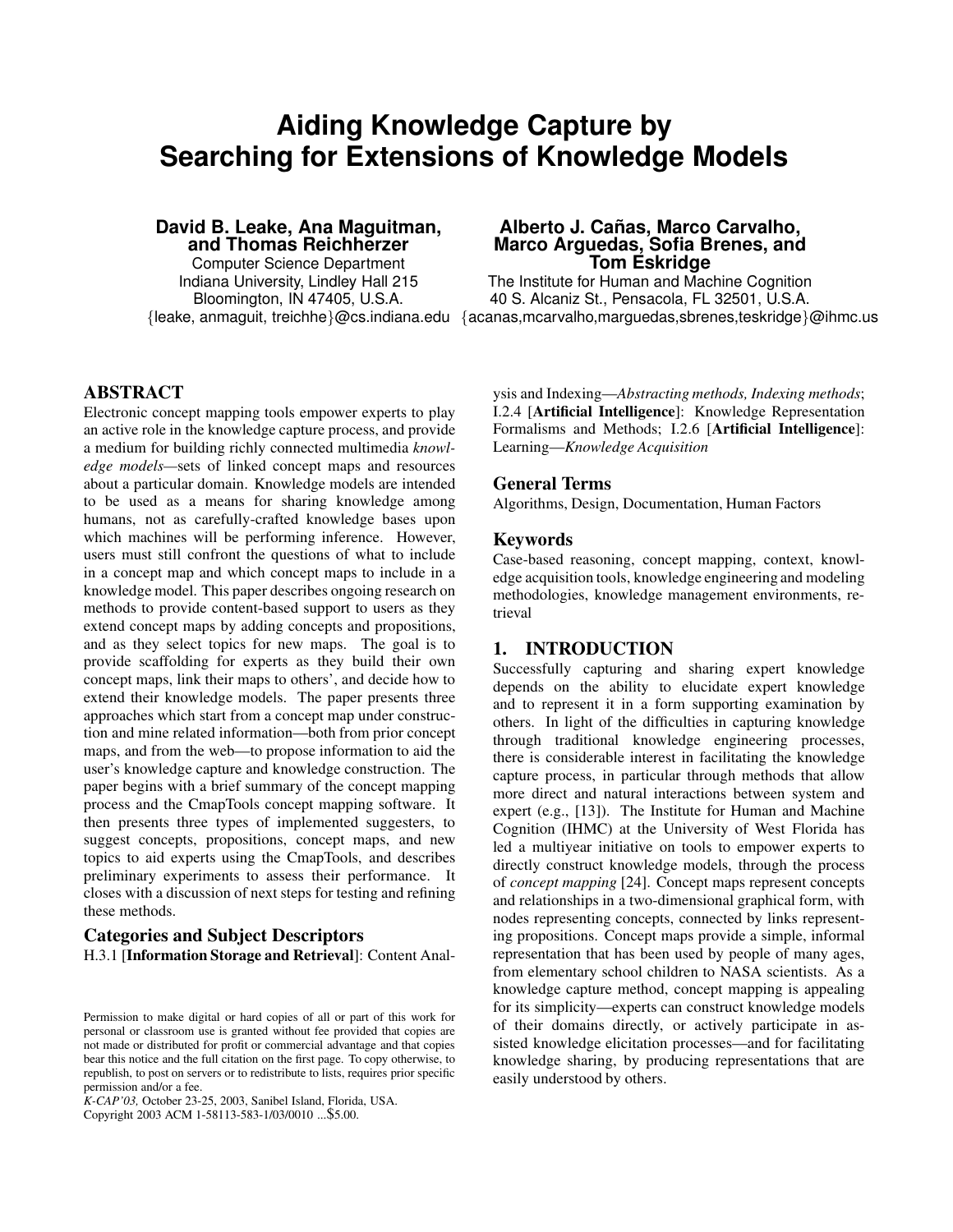# Aiding Knowledge Capture by Searching for Extensions of Knowledge Models

**David B. Leake, Ana Maguitman, and Thomas Reichherzer**
Computer Science Department
Indiana University, Lindley Hall 215
Bloomington, IN 47405, U.S.A.
{leake, anmaguit, treichhe}@cs.indiana.edu

**Alberto J. Cañas, Marco Carvalho, Marco Arguedas, Sofia Brenes, and Tom Eskridge**
The Institute for Human and Machine Cognition
40 S. Alcaniz St., Pensacola, FL 32501, U.S.A.
{acanas,mcarvalho,marguedas,sbrenes,teskridge}@ihmc.us

## ABSTRACT

Electronic concept mapping tools empower experts to play an active role in the knowledge capture process, and provide a medium for building richly connected multimedia *knowledge models*—sets of linked concept maps and resources about a particular domain. Knowledge models are intended to be used as a means for sharing knowledge among humans, not as carefully-crafted knowledge bases upon which machines will be performing inference. However, users must still confront the questions of what to include in a concept map and which concept maps to include in a knowledge model. This paper describes ongoing research on methods to provide content-based support to users as they extend concept maps by adding concepts and propositions, and as they select topics for new maps. The goal is to provide scaffolding for experts as they build their own concept maps, link their maps to others', and decide how to extend their knowledge models. The paper presents three approaches which start from a concept map under construction and mine related information—both from prior concept maps, and from the web—to propose information to aid the user's knowledge capture and knowledge construction. The paper begins with a brief summary of the concept mapping process and the CmapTools concept mapping software. It then presents three types of implemented suggesters, to suggest concepts, propositions, concept maps, and new topics to aid experts using the CmapTools, and describes preliminary experiments to assess their performance. It closes with a discussion of next steps for testing and refining these methods.

### Categories and Subject Descriptors

H.3.1 [**Information Storage and Retrieval**]: Content Analysis and Indexing—*Abstracting methods, Indexing methods*; I.2.4 [**Artificial Intelligence**]: Knowledge Representation Formalisms and Methods; I.2.6 [**Artificial Intelligence**]: Learning—*Knowledge Acquisition*

### General Terms

Algorithms, Design, Documentation, Human Factors

### Keywords

Case-based reasoning, concept mapping, context, knowledge acquisition tools, knowledge engineering and modeling methodologies, knowledge management environments, retrieval

## 1. INTRODUCTION

Successfully capturing and sharing expert knowledge depends on the ability to elucidate expert knowledge and to represent it in a form supporting examination by others. In light of the difficulties in capturing knowledge through traditional knowledge engineering processes, there is considerable interest in facilitating the knowledge capture process, in particular through methods that allow more direct and natural interactions between system and expert (e.g., [13]). The Institute for Human and Machine Cognition (IHMC) at the University of West Florida has led a multiyear initiative on tools to empower experts to directly construct knowledge models, through the process of *concept mapping* [24]. Concept maps represent concepts and relationships in a two-dimensional graphical form, with nodes representing concepts, connected by links representing propositions. Concept maps provide a simple, informal representation that has been used by people of many ages, from elementary school children to NASA scientists. As a knowledge capture method, concept mapping is appealing for its simplicity—experts can construct knowledge models of their domains directly, or actively participate in assisted knowledge elicitation processes—and for facilitating knowledge sharing, by producing representations that are easily understood by others.

Permission to make digital or hard copies of all or part of this work for personal or classroom use is granted without fee provided that copies are not made or distributed for profit or commercial advantage and that copies bear this notice and the full citation on the first page. To copy otherwise, to republish, to post on servers or to redistribute to lists, requires prior specific permission and/or a fee.
*K-CAP'03,* October 23-25, 2003, Sanibel Island, Florida, USA.
Copyright 2003 ACM 1-58113-583-1/03/0010 ...$5.00.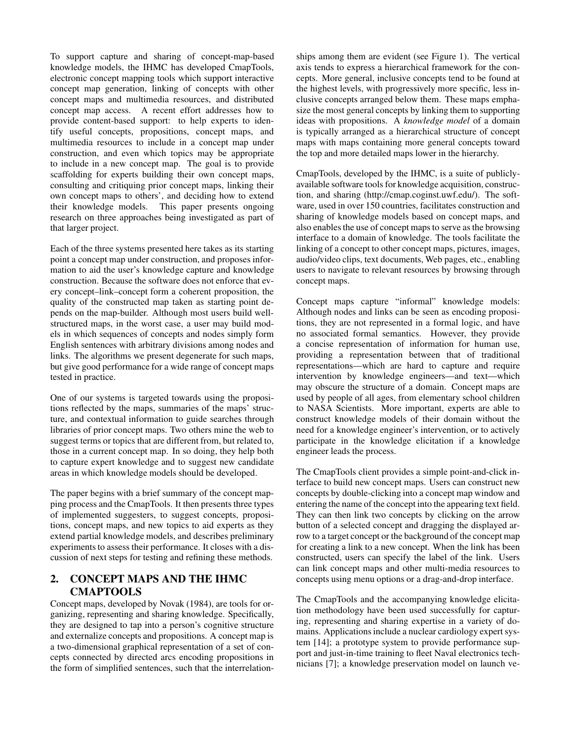To support capture and sharing of concept-map-based knowledge models, the IHMC has developed CmapTools, electronic concept mapping tools which support interactive concept map generation, linking of concepts with other concept maps and multimedia resources, and distributed concept map access. A recent effort addresses how to provide content-based support: to help experts to identify useful concepts, propositions, concept maps, and multimedia resources to include in a concept map under construction, and even which topics may be appropriate to include in a new concept map. The goal is to provide scaffolding for experts building their own concept maps, consulting and critiquing prior concept maps, linking their own concept maps to others', and deciding how to extend their knowledge models. This paper presents ongoing research on three approaches being investigated as part of that larger project.

Each of the three systems presented here takes as its starting point a concept map under construction, and proposes information to aid the user's knowledge capture and knowledge construction. Because the software does not enforce that every concept–link–concept form a coherent proposition, the quality of the constructed map taken as starting point depends on the map-builder. Although most users build well-structured maps, in the worst case, a user may build models in which sequences of concepts and nodes simply form English sentences with arbitrary divisions among nodes and links. The algorithms we present degenerate for such maps, but give good performance for a wide range of concept maps tested in practice.

One of our systems is targeted towards using the propositions reflected by the maps, summaries of the maps' structure, and contextual information to guide searches through libraries of prior concept maps. Two others mine the web to suggest terms or topics that are different from, but related to, those in a current concept map. In so doing, they help both to capture expert knowledge and to suggest new candidate areas in which knowledge models should be developed.

The paper begins with a brief summary of the concept mapping process and the CmapTools. It then presents three types of implemented suggesters, to suggest concepts, propositions, concept maps, and new topics to aid experts as they extend partial knowledge models, and describes preliminary experiments to assess their performance. It closes with a discussion of next steps for testing and refining these methods.

## 2. CONCEPT MAPS AND THE IHMC CMAPTOOLS

Concept maps, developed by Novak (1984), are tools for organizing, representing and sharing knowledge. Specifically, they are designed to tap into a person's cognitive structure and externalize concepts and propositions. A concept map is a two-dimensional graphical representation of a set of concepts connected by directed arcs encoding propositions in the form of simplified sentences, such that the interrelationships among them are evident (see Figure 1). The vertical axis tends to express a hierarchical framework for the concepts. More general, inclusive concepts tend to be found at the highest levels, with progressively more specific, less inclusive concepts arranged below them. These maps emphasize the most general concepts by linking them to supporting ideas with propositions. A *knowledge model* of a domain is typically arranged as a hierarchical structure of concept maps with maps containing more general concepts toward the top and more detailed maps lower in the hierarchy.

CmapTools, developed by the IHMC, is a suite of publicly-available software tools for knowledge acquisition, construction, and sharing (http://cmap.coginst.uwf.edu/). The software, used in over 150 countries, facilitates construction and sharing of knowledge models based on concept maps, and also enables the use of concept maps to serve as the browsing interface to a domain of knowledge. The tools facilitate the linking of a concept to other concept maps, pictures, images, audio/video clips, text documents, Web pages, etc., enabling users to navigate to relevant resources by browsing through concept maps.

Concept maps capture "informal" knowledge models: Although nodes and links can be seen as encoding propositions, they are not represented in a formal logic, and have no associated formal semantics. However, they provide a concise representation of information for human use, providing a representation between that of traditional representations—which are hard to capture and require intervention by knowledge engineers—and text—which may obscure the structure of a domain. Concept maps are used by people of all ages, from elementary school children to NASA Scientists. More important, experts are able to construct knowledge models of their domain without the need for a knowledge engineer's intervention, or to actively participate in the knowledge elicitation if a knowledge engineer leads the process.

The CmapTools client provides a simple point-and-click interface to build new concept maps. Users can construct new concepts by double-clicking into a concept map window and entering the name of the concept into the appearing text field. They can then link two concepts by clicking on the arrow button of a selected concept and dragging the displayed arrow to a target concept or the background of the concept map for creating a link to a new concept. When the link has been constructed, users can specify the label of the link. Users can link concept maps and other multi-media resources to concepts using menu options or a drag-and-drop interface.

The CmapTools and the accompanying knowledge elicitation methodology have been used successfully for capturing, representing and sharing expertise in a variety of domains. Applications include a nuclear cardiology expert system [14]; a prototype system to provide performance support and just-in-time training to fleet Naval electronics technicians [7]; a knowledge preservation model on launch ve-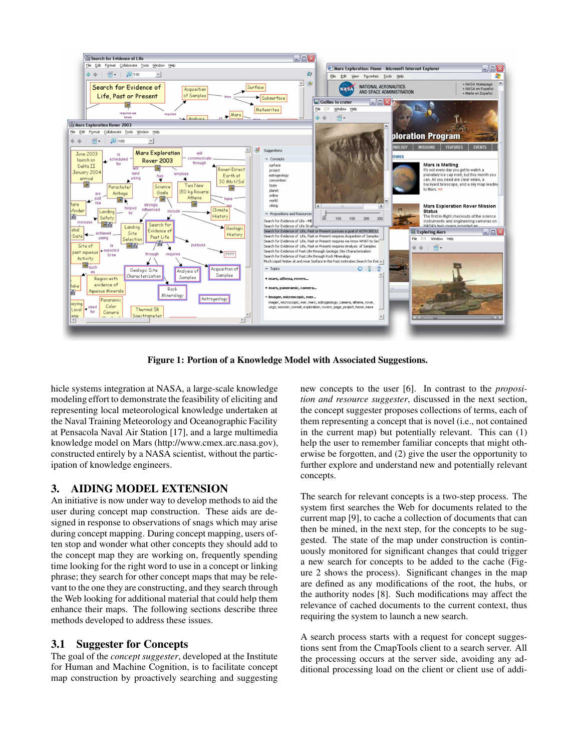**Figure 1: Portion of a Knowledge Model with Associated Suggestions.**

hicle systems integration at NASA, a large-scale knowledge modeling effort to demonstrate the feasibility of eliciting and representing local meteorological knowledge undertaken at the Naval Training Meteorology and Oceanographic Facility at Pensacola Naval Air Station [17], and a large multimedia knowledge model on Mars (http://www.cmex.arc.nasa.gov), constructed entirely by a NASA scientist, without the participation of knowledge engineers.

## 3. AIDING MODEL EXTENSION

An initiative is now under way to develop methods to aid the user during concept map construction. These aids are designed in response to observations of snags which may arise during concept mapping. During concept mapping, users often stop and wonder what other concepts they should add to the concept map they are working on, frequently spending time looking for the right word to use in a concept or linking phrase; they search for other concept maps that may be relevant to the one they are constructing, and they search through the Web looking for additional material that could help them enhance their maps. The following sections describe three methods developed to address these issues.

### 3.1 Suggester for Concepts

The goal of the *concept suggester*, developed at the Institute for Human and Machine Cognition, is to facilitate concept map construction by proactively searching and suggesting new concepts to the user [6]. In contrast to the *proposition and resource suggester*, discussed in the next section, the concept suggester proposes collections of terms, each of them representing a concept that is novel (i.e., not contained in the current map) but potentially relevant. This can (1) help the user to remember familiar concepts that might otherwise be forgotten, and (2) give the user the opportunity to further explore and understand new and potentially relevant concepts.

The search for relevant concepts is a two-step process. The system first searches the Web for documents related to the current map [9], to cache a collection of documents that can then be mined, in the next step, for the concepts to be suggested. The state of the map under construction is continuously monitored for significant changes that could trigger a new search for concepts to be added to the cache (Figure 2 shows the process). Significant changes in the map are defined as any modifications of the root, the hubs, or the authority nodes [8]. Such modifications may affect the relevance of cached documents to the current context, thus requiring the system to launch a new search.

A search process starts with a request for concept suggestions sent from the CmapTools client to a search server. All the processing occurs at the server side, avoiding any additional processing load on the client or client use of addi-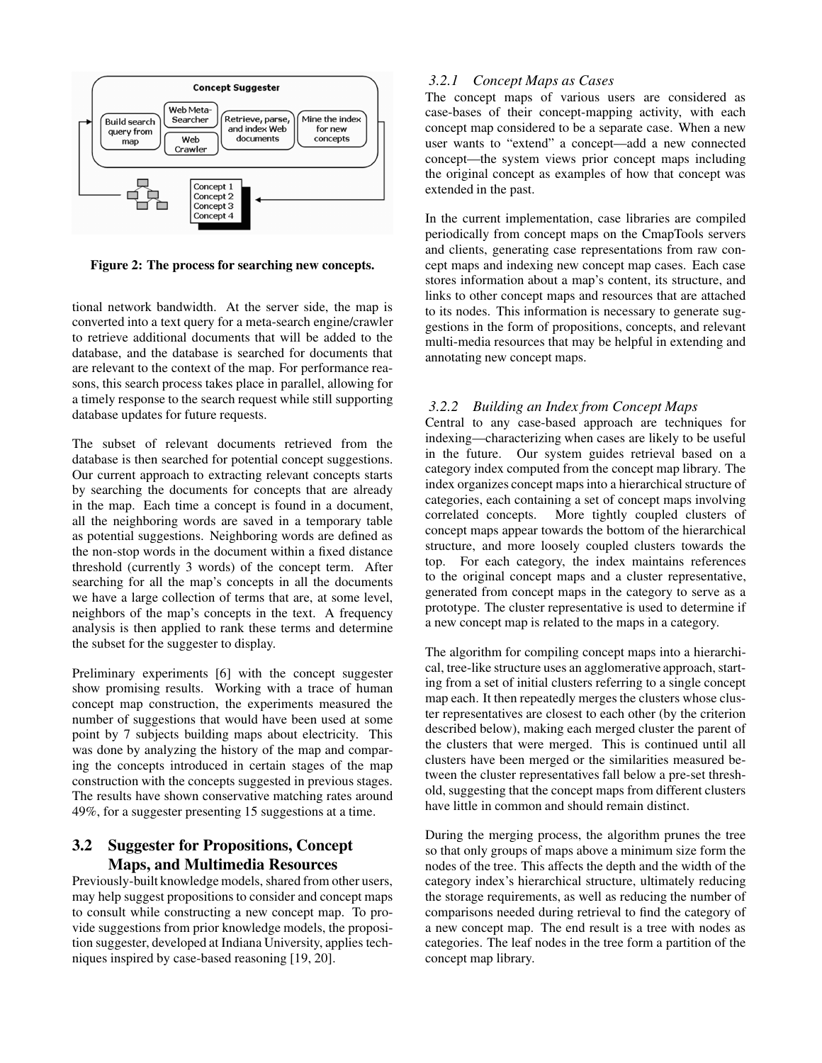Figure 2: The process for searching new concepts.

tional network bandwidth. At the server side, the map is converted into a text query for a meta-search engine/crawler to retrieve additional documents that will be added to the database, and the database is searched for documents that are relevant to the context of the map. For performance reasons, this search process takes place in parallel, allowing for a timely response to the search request while still supporting database updates for future requests.

The subset of relevant documents retrieved from the database is then searched for potential concept suggestions. Our current approach to extracting relevant concepts starts by searching the documents for concepts that are already in the map. Each time a concept is found in a document, all the neighboring words are saved in a temporary table as potential suggestions. Neighboring words are defined as the non-stop words in the document within a fixed distance threshold (currently 3 words) of the concept term. After searching for all the map's concepts in all the documents we have a large collection of terms that are, at some level, neighbors of the map's concepts in the text. A frequency analysis is then applied to rank these terms and determine the subset for the suggester to display.

Preliminary experiments [6] with the concept suggester show promising results. Working with a trace of human concept map construction, the experiments measured the number of suggestions that would have been used at some point by 7 subjects building maps about electricity. This was done by analyzing the history of the map and comparing the concepts introduced in certain stages of the map construction with the concepts suggested in previous stages. The results have shown conservative matching rates around 49%, for a suggester presenting 15 suggestions at a time.

## 3.2 Suggester for Propositions, Concept Maps, and Multimedia Resources

Previously-built knowledge models, shared from other users, may help suggest propositions to consider and concept maps to consult while constructing a new concept map. To provide suggestions from prior knowledge models, the proposition suggester, developed at Indiana University, applies techniques inspired by case-based reasoning [19, 20].

### *3.2.1 Concept Maps as Cases*

The concept maps of various users are considered as case-bases of their concept-mapping activity, with each concept map considered to be a separate case. When a new user wants to "extend" a concept—add a new connected concept—the system views prior concept maps including the original concept as examples of how that concept was extended in the past.

In the current implementation, case libraries are compiled periodically from concept maps on the CmapTools servers and clients, generating case representations from raw concept maps and indexing new concept map cases. Each case stores information about a map's content, its structure, and links to other concept maps and resources that are attached to its nodes. This information is necessary to generate suggestions in the form of propositions, concepts, and relevant multi-media resources that may be helpful in extending and annotating new concept maps.

### *3.2.2 Building an Index from Concept Maps*

Central to any case-based approach are techniques for indexing—characterizing when cases are likely to be useful in the future. Our system guides retrieval based on a category index computed from the concept map library. The index organizes concept maps into a hierarchical structure of categories, each containing a set of concept maps involving correlated concepts. More tightly coupled clusters of concept maps appear towards the bottom of the hierarchical structure, and more loosely coupled clusters towards the top. For each category, the index maintains references to the original concept maps and a cluster representative, generated from concept maps in the category to serve as a prototype. The cluster representative is used to determine if a new concept map is related to the maps in a category.

The algorithm for compiling concept maps into a hierarchical, tree-like structure uses an agglomerative approach, starting from a set of initial clusters referring to a single concept map each. It then repeatedly merges the clusters whose cluster representatives are closest to each other (by the criterion described below), making each merged cluster the parent of the clusters that were merged. This is continued until all clusters have been merged or the similarities measured between the cluster representatives fall below a pre-set threshold, suggesting that the concept maps from different clusters have little in common and should remain distinct.

During the merging process, the algorithm prunes the tree so that only groups of maps above a minimum size form the nodes of the tree. This affects the depth and the width of the category index's hierarchical structure, ultimately reducing the storage requirements, as well as reducing the number of comparisons needed during retrieval to find the category of a new concept map. The end result is a tree with nodes as categories. The leaf nodes in the tree form a partition of the concept map library.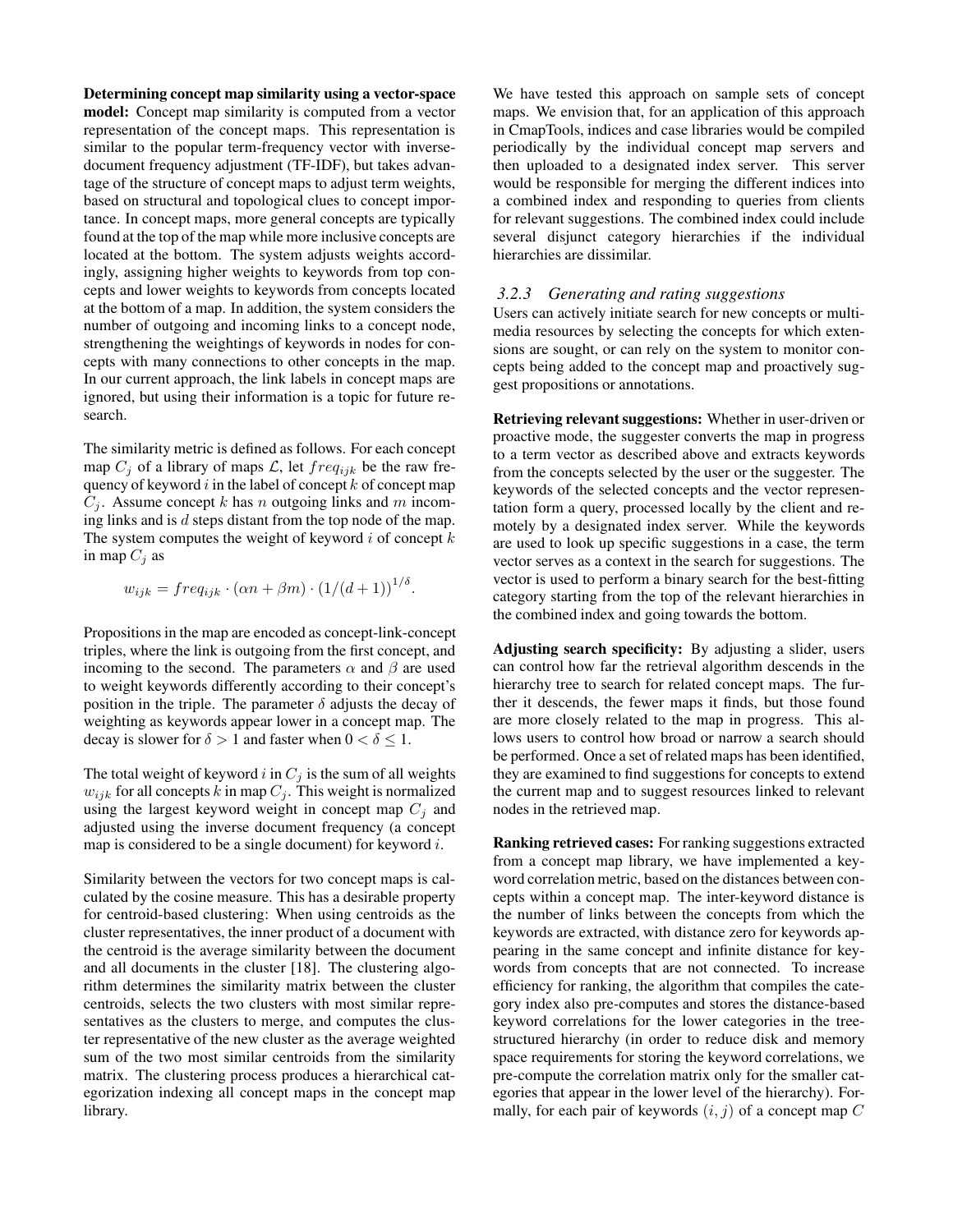**Determining concept map similarity using a vector-space model:** Concept map similarity is computed from a vector representation of the concept maps. This representation is similar to the popular term-frequency vector with inverse-document frequency adjustment (TF-IDF), but takes advantage of the structure of concept maps to adjust term weights, based on structural and topological clues to concept importance. In concept maps, more general concepts are typically found at the top of the map while more inclusive concepts are located at the bottom. The system adjusts weights accordingly, assigning higher weights to keywords from top concepts and lower weights to keywords from concepts located at the bottom of a map. In addition, the system considers the number of outgoing and incoming links to a concept node, strengthening the weightings of keywords in nodes for concepts with many connections to other concepts in the map. In our current approach, the link labels in concept maps are ignored, but using their information is a topic for future research.

The similarity metric is defined as follows. For each concept map $C_j$ of a library of maps $\mathcal{L}$, let $freq_{ijk}$ be the raw frequency of keyword $i$ in the label of concept $k$ of concept map $C_j$. Assume concept $k$ has $n$ outgoing links and $m$ incoming links and is $d$ steps distant from the top node of the map. The system computes the weight of keyword $i$ of concept $k$ in map $C_j$ as

$$w_{ijk} = freq_{ijk} \cdot (\alpha n + \beta m) \cdot (1/(d+1))^{1/\delta}.$$

Propositions in the map are encoded as concept-link-concept triples, where the link is outgoing from the first concept, and incoming to the second. The parameters $\alpha$ and $\beta$ are used to weight keywords differently according to their concept's position in the triple. The parameter $\delta$ adjusts the decay of weighting as keywords appear lower in a concept map. The decay is slower for $\delta > 1$ and faster when $0 < \delta \leq 1$.

The total weight of keyword $i$ in $C_j$ is the sum of all weights $w_{ijk}$ for all concepts $k$ in map $C_j$. This weight is normalized using the largest keyword weight in concept map $C_j$ and adjusted using the inverse document frequency (a concept map is considered to be a single document) for keyword $i$.

Similarity between the vectors for two concept maps is calculated by the cosine measure. This has a desirable property for centroid-based clustering: When using centroids as the cluster representatives, the inner product of a document with the centroid is the average similarity between the document and all documents in the cluster [18]. The clustering algorithm determines the similarity matrix between the cluster centroids, selects the two clusters with most similar representatives as the clusters to merge, and computes the cluster representative of the new cluster as the average weighted sum of the two most similar centroids from the similarity matrix. The clustering process produces a hierarchical categorization indexing all concept maps in the concept map library.

We have tested this approach on sample sets of concept maps. We envision that, for an application of this approach in CmapTools, indices and case libraries would be compiled periodically by the individual concept map servers and then uploaded to a designated index server. This server would be responsible for merging the different indices into a combined index and responding to queries from clients for relevant suggestions. The combined index could include several disjunct category hierarchies if the individual hierarchies are dissimilar.

### *3.2.3 Generating and rating suggestions*

Users can actively initiate search for new concepts or multimedia resources by selecting the concepts for which extensions are sought, or can rely on the system to monitor concepts being added to the concept map and proactively suggest propositions or annotations.

**Retrieving relevant suggestions:** Whether in user-driven or proactive mode, the suggester converts the map in progress to a term vector as described above and extracts keywords from the concepts selected by the user or the suggester. The keywords of the selected concepts and the vector representation form a query, processed locally by the client and remotely by a designated index server. While the keywords are used to look up specific suggestions in a case, the term vector serves as a context in the search for suggestions. The vector is used to perform a binary search for the best-fitting category starting from the top of the relevant hierarchies in the combined index and going towards the bottom.

**Adjusting search specificity:** By adjusting a slider, users can control how far the retrieval algorithm descends in the hierarchy tree to search for related concept maps. The further it descends, the fewer maps it finds, but those found are more closely related to the map in progress. This allows users to control how broad or narrow a search should be performed. Once a set of related maps has been identified, they are examined to find suggestions for concepts to extend the current map and to suggest resources linked to relevant nodes in the retrieved map.

**Ranking retrieved cases:** For ranking suggestions extracted from a concept map library, we have implemented a keyword correlation metric, based on the distances between concepts within a concept map. The inter-keyword distance is the number of links between the concepts from which the keywords are extracted, with distance zero for keywords appearing in the same concept and infinite distance for keywords from concepts that are not connected. To increase efficiency for ranking, the algorithm that compiles the category index also pre-computes and stores the distance-based keyword correlations for the lower categories in the tree-structured hierarchy (in order to reduce disk and memory space requirements for storing the keyword correlations, we pre-compute the correlation matrix only for the smaller categories that appear in the lower level of the hierarchy). Formally, for each pair of keywords $(i, j)$ of a concept map $C$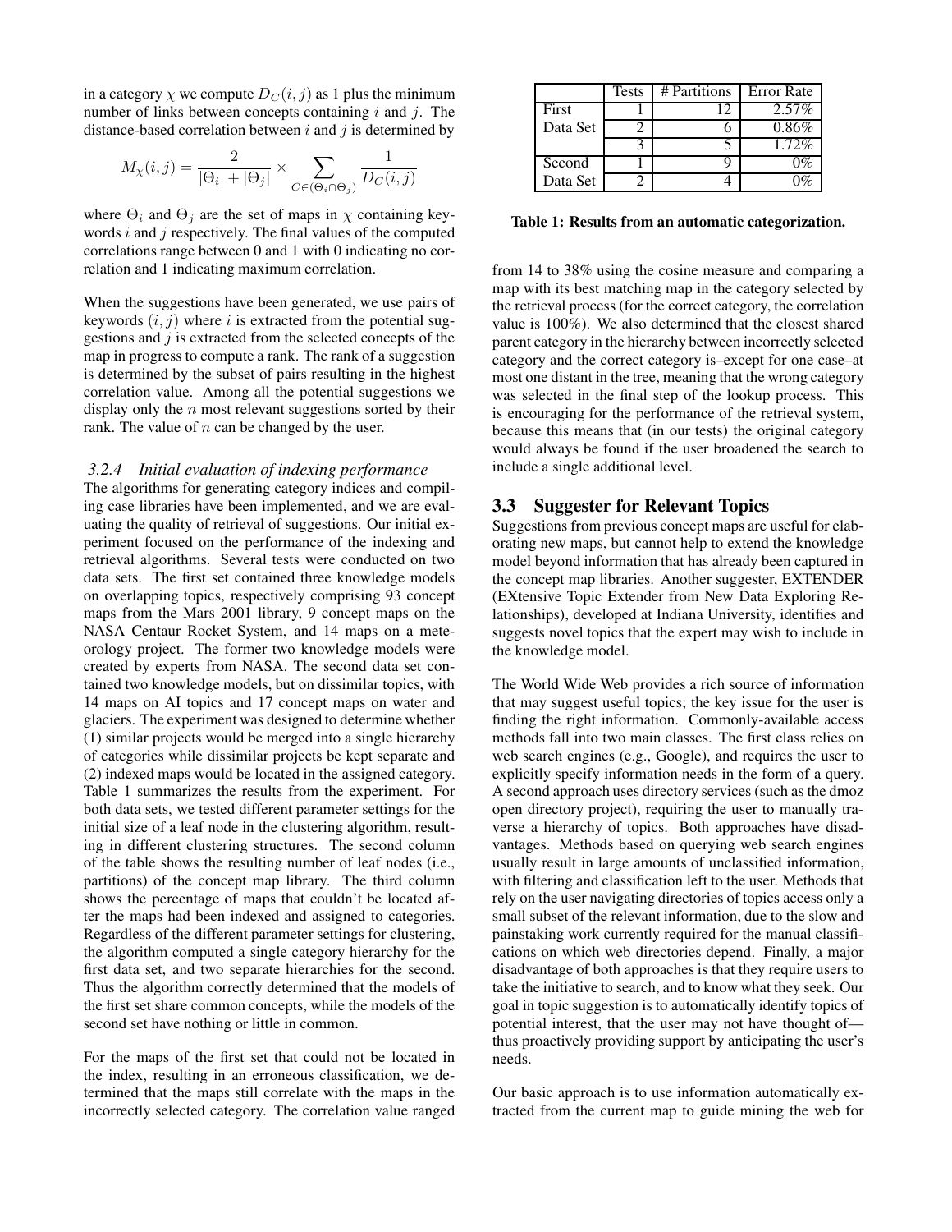in a category $\chi$ we compute $D_C(i,j)$ as 1 plus the minimum number of links between concepts containing $i$ and $j$. The distance-based correlation between $i$ and $j$ is determined by

$$M_\chi(i,j) = \frac{2}{|\Theta_i| + |\Theta_j|} \times \sum_{C \in (\Theta_i \cap \Theta_j)} \frac{1}{D_C(i,j)}$$

where $\Theta_i$ and $\Theta_j$ are the set of maps in $\chi$ containing keywords $i$ and $j$ respectively. The final values of the computed correlations range between 0 and 1 with 0 indicating no correlation and 1 indicating maximum correlation.

When the suggestions have been generated, we use pairs of keywords $(i,j)$ where $i$ is extracted from the potential suggestions and $j$ is extracted from the selected concepts of the map in progress to compute a rank. The rank of a suggestion is determined by the subset of pairs resulting in the highest correlation value. Among all the potential suggestions we display only the $n$ most relevant suggestions sorted by their rank. The value of $n$ can be changed by the user.

#### *3.2.4 Initial evaluation of indexing performance*

The algorithms for generating category indices and compiling case libraries have been implemented, and we are evaluating the quality of retrieval of suggestions. Our initial experiment focused on the performance of the indexing and retrieval algorithms. Several tests were conducted on two data sets. The first set contained three knowledge models on overlapping topics, respectively comprising 93 concept maps from the Mars 2001 library, 9 concept maps on the NASA Centaur Rocket System, and 14 maps on a meteorology project. The former two knowledge models were created by experts from NASA. The second data set contained two knowledge models, but on dissimilar topics, with 14 maps on AI topics and 17 concept maps on water and glaciers. The experiment was designed to determine whether (1) similar projects would be merged into a single hierarchy of categories while dissimilar projects be kept separate and (2) indexed maps would be located in the assigned category. Table 1 summarizes the results from the experiment. For both data sets, we tested different parameter settings for the initial size of a leaf node in the clustering algorithm, resulting in different clustering structures. The second column of the table shows the resulting number of leaf nodes (i.e., partitions) of the concept map library. The third column shows the percentage of maps that couldn't be located after the maps had been indexed and assigned to categories. Regardless of the different parameter settings for clustering, the algorithm computed a single category hierarchy for the first data set, and two separate hierarchies for the second. Thus the algorithm correctly determined that the models of the first set share common concepts, while the models of the second set have nothing or little in common.

For the maps of the first set that could not be located in the index, resulting in an erroneous classification, we determined that the maps still correlate with the maps in the incorrectly selected category. The correlation value ranged from 14 to 38% using the cosine measure and comparing a map with its best matching map in the category selected by the retrieval process (for the correct category, the correlation value is 100%). We also determined that the closest shared parent category in the hierarchy between incorrectly selected category and the correct category is–except for one case–at most one distant in the tree, meaning that the wrong category was selected in the final step of the lookup process. This is encouraging for the performance of the retrieval system, because this means that (in our tests) the original category would always be found if the user broadened the search to include a single additional level.

| | Tests | # Partitions | Error Rate |
|---|---|---|---|
| First Data Set | 1 | 12 | 2.57% |
| | 2 | 6 | 0.86% |
| | 3 | 5 | 1.72% |
| Second Data Set | 1 | 9 | 0% |
| | 2 | 4 | 0% |

**Table 1: Results from an automatic categorization.**

### 3.3 Suggester for Relevant Topics

Suggestions from previous concept maps are useful for elaborating new maps, but cannot help to extend the knowledge model beyond information that has already been captured in the concept map libraries. Another suggester, EXTENDER (EXtensive Topic Extender from New Data Exploring Relationships), developed at Indiana University, identifies and suggests novel topics that the expert may wish to include in the knowledge model.

The World Wide Web provides a rich source of information that may suggest useful topics; the key issue for the user is finding the right information. Commonly-available access methods fall into two main classes. The first class relies on web search engines (e.g., Google), and requires the user to explicitly specify information needs in the form of a query. A second approach uses directory services (such as the dmoz open directory project), requiring the user to manually traverse a hierarchy of topics. Both approaches have disadvantages. Methods based on querying web search engines usually result in large amounts of unclassified information, with filtering and classification left to the user. Methods that rely on the user navigating directories of topics access only a small subset of the relevant information, due to the slow and painstaking work currently required for the manual classifications on which web directories depend. Finally, a major disadvantage of both approaches is that they require users to take the initiative to search, and to know what they seek. Our goal in topic suggestion is to automatically identify topics of potential interest, that the user may not have thought of—thus proactively providing support by anticipating the user's needs.

Our basic approach is to use information automatically extracted from the current map to guide mining the web for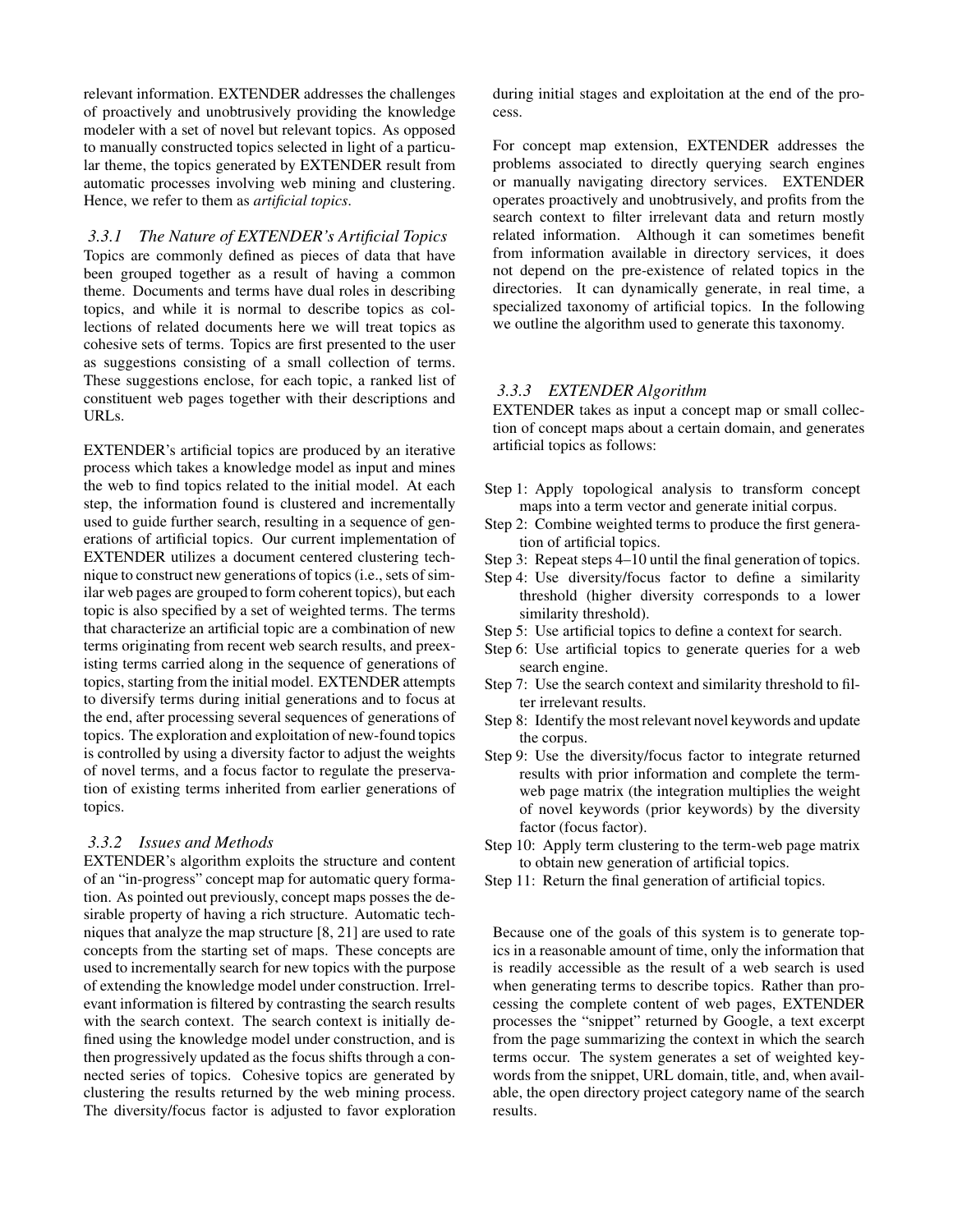relevant information. EXTENDER addresses the challenges of proactively and unobtrusively providing the knowledge modeler with a set of novel but relevant topics. As opposed to manually constructed topics selected in light of a particular theme, the topics generated by EXTENDER result from automatic processes involving web mining and clustering. Hence, we refer to them as *artificial topics*.

### 3.3.1 The Nature of EXTENDER's Artificial Topics

Topics are commonly defined as pieces of data that have been grouped together as a result of having a common theme. Documents and terms have dual roles in describing topics, and while it is normal to describe topics as collections of related documents here we will treat topics as cohesive sets of terms. Topics are first presented to the user as suggestions consisting of a small collection of terms. These suggestions enclose, for each topic, a ranked list of constituent web pages together with their descriptions and URLs.

EXTENDER's artificial topics are produced by an iterative process which takes a knowledge model as input and mines the web to find topics related to the initial model. At each step, the information found is clustered and incrementally used to guide further search, resulting in a sequence of generations of artificial topics. Our current implementation of EXTENDER utilizes a document centered clustering technique to construct new generations of topics (i.e., sets of similar web pages are grouped to form coherent topics), but each topic is also specified by a set of weighted terms. The terms that characterize an artificial topic are a combination of new terms originating from recent web search results, and preexisting terms carried along in the sequence of generations of topics, starting from the initial model. EXTENDER attempts to diversify terms during initial generations and to focus at the end, after processing several sequences of generations of topics. The exploration and exploitation of new-found topics is controlled by using a diversity factor to adjust the weights of novel terms, and a focus factor to regulate the preservation of existing terms inherited from earlier generations of topics.

### 3.3.2 Issues and Methods

EXTENDER's algorithm exploits the structure and content of an "in-progress" concept map for automatic query formation. As pointed out previously, concept maps posses the desirable property of having a rich structure. Automatic techniques that analyze the map structure [8, 21] are used to rate concepts from the starting set of maps. These concepts are used to incrementally search for new topics with the purpose of extending the knowledge model under construction. Irrelevant information is filtered by contrasting the search results with the search context. The search context is initially defined using the knowledge model under construction, and is then progressively updated as the focus shifts through a connected series of topics. Cohesive topics are generated by clustering the results returned by the web mining process. The diversity/focus factor is adjusted to favor exploration during initial stages and exploitation at the end of the process.

For concept map extension, EXTENDER addresses the problems associated to directly querying search engines or manually navigating directory services. EXTENDER operates proactively and unobtrusively, and profits from the search context to filter irrelevant data and return mostly related information. Although it can sometimes benefit from information available in directory services, it does not depend on the pre-existence of related topics in the directories. It can dynamically generate, in real time, a specialized taxonomy of artificial topics. In the following we outline the algorithm used to generate this taxonomy.

### 3.3.3 EXTENDER Algorithm

EXTENDER takes as input a concept map or small collection of concept maps about a certain domain, and generates artificial topics as follows:

Step 1: Apply topological analysis to transform concept maps into a term vector and generate initial corpus.
Step 2: Combine weighted terms to produce the first generation of artificial topics.
Step 3: Repeat steps 4–10 until the final generation of topics.
Step 4: Use diversity/focus factor to define a similarity threshold (higher diversity corresponds to a lower similarity threshold).
Step 5: Use artificial topics to define a context for search.
Step 6: Use artificial topics to generate queries for a web search engine.
Step 7: Use the search context and similarity threshold to filter irrelevant results.
Step 8: Identify the most relevant novel keywords and update the corpus.
Step 9: Use the diversity/focus factor to integrate returned results with prior information and complete the term-web page matrix (the integration multiplies the weight of novel keywords (prior keywords) by the diversity factor (focus factor).
Step 10: Apply term clustering to the term-web page matrix to obtain new generation of artificial topics.
Step 11: Return the final generation of artificial topics.

Because one of the goals of this system is to generate topics in a reasonable amount of time, only the information that is readily accessible as the result of a web search is used when generating terms to describe topics. Rather than processing the complete content of web pages, EXTENDER processes the "snippet" returned by Google, a text excerpt from the page summarizing the context in which the search terms occur. The system generates a set of weighted keywords from the snippet, URL domain, title, and, when available, the open directory project category name of the search results.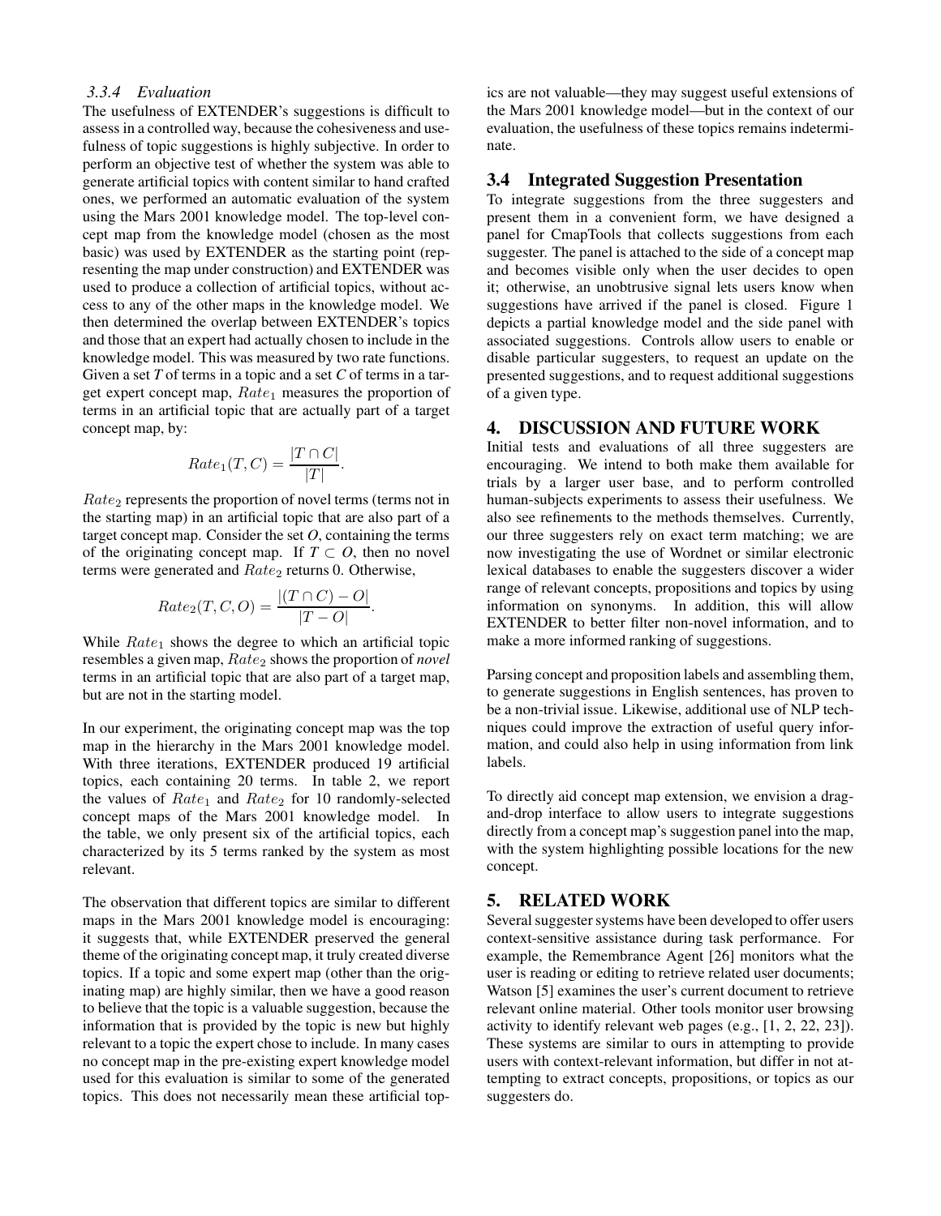#### 3.3.4 Evaluation

The usefulness of EXTENDER's suggestions is difficult to assess in a controlled way, because the cohesiveness and usefulness of topic suggestions is highly subjective. In order to perform an objective test of whether the system was able to generate artificial topics with content similar to hand crafted ones, we performed an automatic evaluation of the system using the Mars 2001 knowledge model. The top-level concept map from the knowledge model (chosen as the most basic) was used by EXTENDER as the starting point (representing the map under construction) and EXTENDER was used to produce a collection of artificial topics, without access to any of the other maps in the knowledge model. We then determined the overlap between EXTENDER's topics and those that an expert had actually chosen to include in the knowledge model. This was measured by two rate functions. Given a set $T$ of terms in a topic and a set $C$ of terms in a target expert concept map, $Rate_1$ measures the proportion of terms in an artificial topic that are actually part of a target concept map, by:

$$Rate_1(T, C) = \frac{|T \cap C|}{|T|}.$$

$Rate_2$ represents the proportion of novel terms (terms not in the starting map) in an artificial topic that are also part of a target concept map. Consider the set $O$, containing the terms of the originating concept map. If $T \subset O$, then no novel terms were generated and $Rate_2$ returns 0. Otherwise,

$$Rate_2(T, C, O) = \frac{|(T \cap C) - O|}{|T - O|}.$$

While $Rate_1$ shows the degree to which an artificial topic resembles a given map, $Rate_2$ shows the proportion of *novel* terms in an artificial topic that are also part of a target map, but are not in the starting model.

In our experiment, the originating concept map was the top map in the hierarchy in the Mars 2001 knowledge model. With three iterations, EXTENDER produced 19 artificial topics, each containing 20 terms. In table 2, we report the values of $Rate_1$ and $Rate_2$ for 10 randomly-selected concept maps of the Mars 2001 knowledge model. In the table, we only present six of the artificial topics, each characterized by its 5 terms ranked by the system as most relevant.

The observation that different topics are similar to different maps in the Mars 2001 knowledge model is encouraging: it suggests that, while EXTENDER preserved the general theme of the originating concept map, it truly created diverse topics. If a topic and some expert map (other than the originating map) are highly similar, then we have a good reason to believe that the topic is a valuable suggestion, because the information that is provided by the topic is new but highly relevant to a topic the expert chose to include. In many cases no concept map in the pre-existing expert knowledge model used for this evaluation is similar to some of the generated topics. This does not necessarily mean these artificial topics are not valuable—they may suggest useful extensions of the Mars 2001 knowledge model—but in the context of our evaluation, the usefulness of these topics remains indeterminate.

### 3.4 Integrated Suggestion Presentation

To integrate suggestions from the three suggesters and present them in a convenient form, we have designed a panel for CmapTools that collects suggestions from each suggester. The panel is attached to the side of a concept map and becomes visible only when the user decides to open it; otherwise, an unobtrusive signal lets users know when suggestions have arrived if the panel is closed. Figure 1 depicts a partial knowledge model and the side panel with associated suggestions. Controls allow users to enable or disable particular suggesters, to request an update on the presented suggestions, and to request additional suggestions of a given type.

## 4. DISCUSSION AND FUTURE WORK

Initial tests and evaluations of all three suggesters are encouraging. We intend to both make them available for trials by a larger user base, and to perform controlled human-subjects experiments to assess their usefulness. We also see refinements to the methods themselves. Currently, our three suggesters rely on exact term matching; we are now investigating the use of Wordnet or similar electronic lexical databases to enable the suggesters discover a wider range of relevant concepts, propositions and topics by using information on synonyms. In addition, this will allow EXTENDER to better filter non-novel information, and to make a more informed ranking of suggestions.

Parsing concept and proposition labels and assembling them, to generate suggestions in English sentences, has proven to be a non-trivial issue. Likewise, additional use of NLP techniques could improve the extraction of useful query information, and could also help in using information from link labels.

To directly aid concept map extension, we envision a drag-and-drop interface to allow users to integrate suggestions directly from a concept map's suggestion panel into the map, with the system highlighting possible locations for the new concept.

## 5. RELATED WORK

Several suggester systems have been developed to offer users context-sensitive assistance during task performance. For example, the Remembrance Agent [26] monitors what the user is reading or editing to retrieve related user documents; Watson [5] examines the user's current document to retrieve relevant online material. Other tools monitor user browsing activity to identify relevant web pages (e.g., [1, 2, 22, 23]). These systems are similar to ours in attempting to provide users with context-relevant information, but differ in not attempting to extract concepts, propositions, or topics as our suggesters do.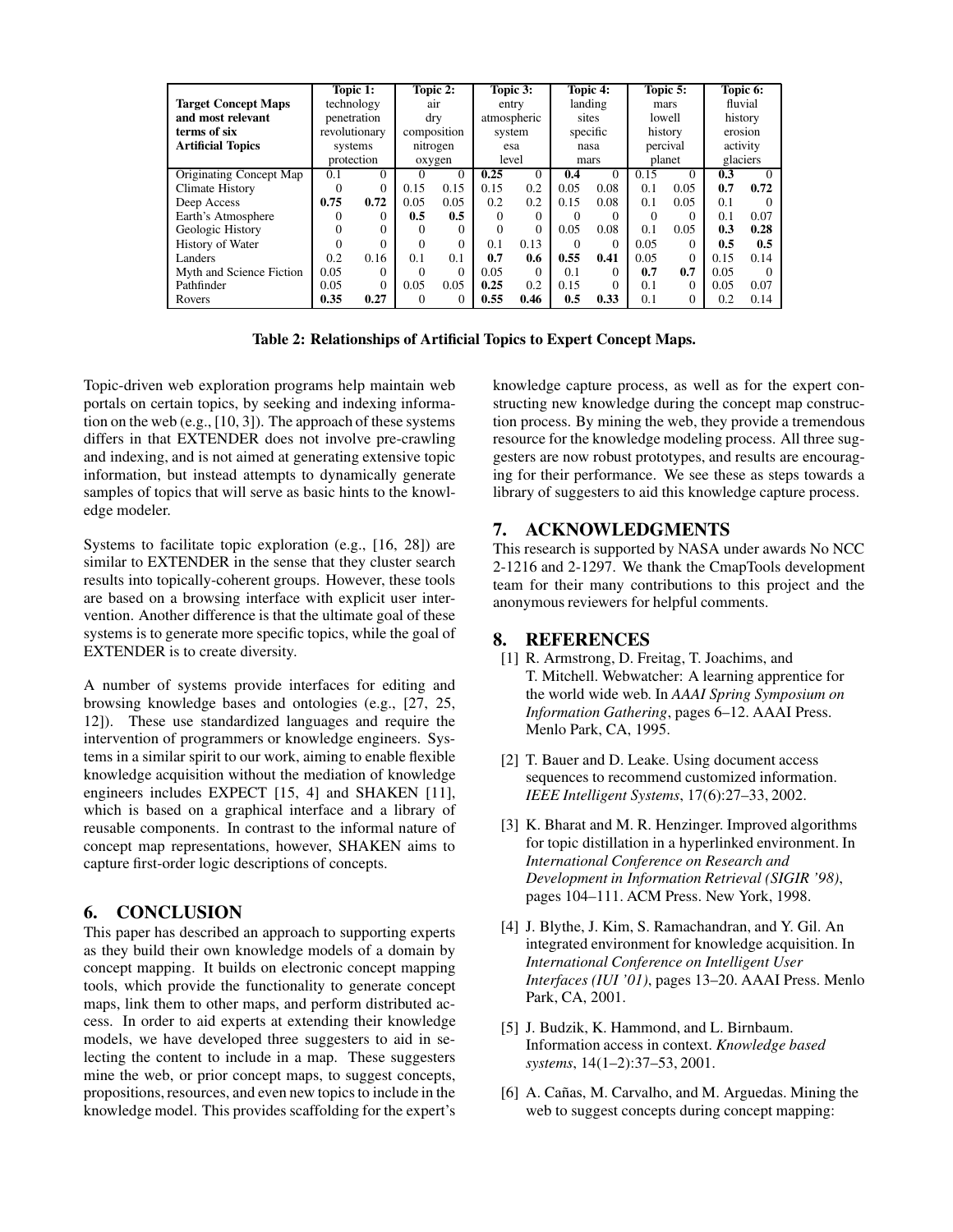| Target Concept Maps and most relevant terms of six Artificial Topics | Topic 1: technology penetration revolutionary systems protection | | Topic 2: air dry composition nitrogen oxygen | | Topic 3: entry atmospheric system esa level | | Topic 4: landing sites specific nasa mars | | Topic 5: mars lowell history percival planet | | Topic 6: fluvial history erosion activity glaciers | |
|---|---|---|---|---|---|---|---|---|---|---|---|---|
| Originating Concept Map | 0.1 | 0 | 0 | 0 | **0.25** | 0 | **0.4** | 0 | 0.15 | 0 | **0.3** | 0 |
| Climate History | 0 | 0 | 0.15 | 0.15 | 0.15 | 0.2 | 0.05 | 0.08 | 0.1 | 0.05 | **0.7** | **0.72** |
| Deep Access | **0.75** | **0.72** | 0.05 | 0.05 | 0.2 | 0.2 | 0.15 | 0.08 | 0.1 | 0.05 | 0.1 | 0 |
| Earth's Atmosphere | 0 | 0 | **0.5** | **0.5** | 0 | 0 | 0 | 0 | 0 | 0 | 0.1 | 0.07 |
| Geologic History | 0 | 0 | 0 | 0 | 0 | 0 | 0.05 | 0.08 | 0.1 | 0.05 | **0.3** | **0.28** |
| History of Water | 0 | 0 | 0 | 0 | 0.1 | 0.13 | 0 | 0 | 0.05 | 0 | **0.5** | **0.5** |
| Landers | 0.2 | 0.16 | 0.1 | 0.1 | **0.7** | **0.6** | **0.55** | **0.41** | 0.05 | 0 | 0.15 | 0.14 |
| Myth and Science Fiction | 0.05 | 0 | 0 | 0 | 0.05 | 0 | 0.1 | 0 | **0.7** | **0.7** | 0.05 | 0 |
| Pathfinder | 0.05 | 0 | 0.05 | 0.05 | **0.25** | 0.2 | 0.15 | 0 | 0.1 | 0 | 0.05 | 0.07 |
| Rovers | **0.35** | **0.27** | 0 | 0 | **0.55** | **0.46** | **0.5** | **0.33** | 0.1 | 0 | 0.2 | 0.14 |

**Table 2: Relationships of Artificial Topics to Expert Concept Maps.**

Topic-driven web exploration programs help maintain web portals on certain topics, by seeking and indexing information on the web (e.g., [10, 3]). The approach of these systems differs in that EXTENDER does not involve pre-crawling and indexing, and is not aimed at generating extensive topic information, but instead attempts to dynamically generate samples of topics that will serve as basic hints to the knowledge modeler.

Systems to facilitate topic exploration (e.g., [16, 28]) are similar to EXTENDER in the sense that they cluster search results into topically-coherent groups. However, these tools are based on a browsing interface with explicit user intervention. Another difference is that the ultimate goal of these systems is to generate more specific topics, while the goal of EXTENDER is to create diversity.

A number of systems provide interfaces for editing and browsing knowledge bases and ontologies (e.g., [27, 25, 12]). These use standardized languages and require the intervention of programmers or knowledge engineers. Systems in a similar spirit to our work, aiming to enable flexible knowledge acquisition without the mediation of knowledge engineers includes EXPECT [15, 4] and SHAKEN [11], which is based on a graphical interface and a library of reusable components. In contrast to the informal nature of concept map representations, however, SHAKEN aims to capture first-order logic descriptions of concepts.

## 6. CONCLUSION

This paper has described an approach to supporting experts as they build their own knowledge models of a domain by concept mapping. It builds on electronic concept mapping tools, which provide the functionality to generate concept maps, link them to other maps, and perform distributed access. In order to aid experts at extending their knowledge models, we have developed three suggesters to aid in selecting the content to include in a map. These suggesters mine the web, or prior concept maps, to suggest concepts, propositions, resources, and even new topics to include in the knowledge model. This provides scaffolding for the expert's knowledge capture process, as well as for the expert constructing new knowledge during the concept map construction process. By mining the web, they provide a tremendous resource for the knowledge modeling process. All three suggesters are now robust prototypes, and results are encouraging for their performance. We see these as steps towards a library of suggesters to aid this knowledge capture process.

## 7. ACKNOWLEDGMENTS

This research is supported by NASA under awards No NCC 2-1216 and 2-1297. We thank the CmapTools development team for their many contributions to this project and the anonymous reviewers for helpful comments.

## 8. REFERENCES

[1] R. Armstrong, D. Freitag, T. Joachims, and T. Mitchell. Webwatcher: A learning apprentice for the world wide web. In *AAAI Spring Symposium on Information Gathering*, pages 6–12. AAAI Press. Menlo Park, CA, 1995.

[2] T. Bauer and D. Leake. Using document access sequences to recommend customized information. *IEEE Intelligent Systems*, 17(6):27–33, 2002.

[3] K. Bharat and M. R. Henzinger. Improved algorithms for topic distillation in a hyperlinked environment. In *International Conference on Research and Development in Information Retrieval (SIGIR '98)*, pages 104–111. ACM Press. New York, 1998.

[4] J. Blythe, J. Kim, S. Ramachandran, and Y. Gil. An integrated environment for knowledge acquisition. In *International Conference on Intelligent User Interfaces (IUI '01)*, pages 13–20. AAAI Press. Menlo Park, CA, 2001.

[5] J. Budzik, K. Hammond, and L. Birnbaum. Information access in context. *Knowledge based systems*, 14(1–2):37–53, 2001.

[6] A. Cañas, M. Carvalho, and M. Arguedas. Mining the web to suggest concepts during concept mapping: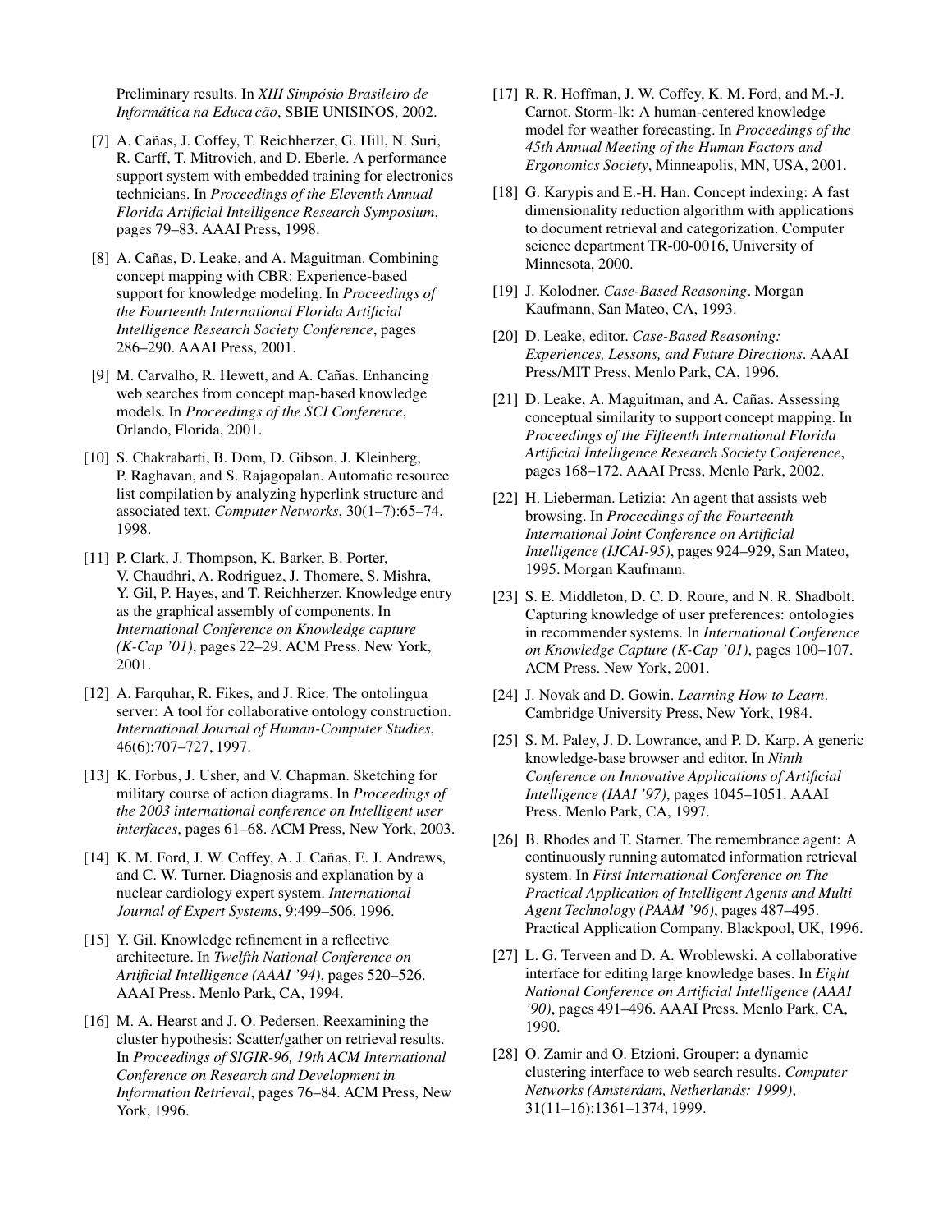Preliminary results. In *XIII Simpósio Brasileiro de Informática na Educa cão*, SBIE UNISINOS, 2002.

[7] A. Cañas, J. Coffey, T. Reichherzer, G. Hill, N. Suri, R. Carff, T. Mitrovich, and D. Eberle. A performance support system with embedded training for electronics technicians. In *Proceedings of the Eleventh Annual Florida Artificial Intelligence Research Symposium*, pages 79–83. AAAI Press, 1998.

[8] A. Cañas, D. Leake, and A. Maguitman. Combining concept mapping with CBR: Experience-based support for knowledge modeling. In *Proceedings of the Fourteenth International Florida Artificial Intelligence Research Society Conference*, pages 286–290. AAAI Press, 2001.

[9] M. Carvalho, R. Hewett, and A. Cañas. Enhancing web searches from concept map-based knowledge models. In *Proceedings of the SCI Conference*, Orlando, Florida, 2001.

[10] S. Chakrabarti, B. Dom, D. Gibson, J. Kleinberg, P. Raghavan, and S. Rajagopalan. Automatic resource list compilation by analyzing hyperlink structure and associated text. *Computer Networks*, 30(1–7):65–74, 1998.

[11] P. Clark, J. Thompson, K. Barker, B. Porter, V. Chaudhri, A. Rodriguez, J. Thomere, S. Mishra, Y. Gil, P. Hayes, and T. Reichherzer. Knowledge entry as the graphical assembly of components. In *International Conference on Knowledge capture (K-Cap '01)*, pages 22–29. ACM Press. New York, 2001.

[12] A. Farquhar, R. Fikes, and J. Rice. The ontolingua server: A tool for collaborative ontology construction. *International Journal of Human-Computer Studies*, 46(6):707–727, 1997.

[13] K. Forbus, J. Usher, and V. Chapman. Sketching for military course of action diagrams. In *Proceedings of the 2003 international conference on Intelligent user interfaces*, pages 61–68. ACM Press, New York, 2003.

[14] K. M. Ford, J. W. Coffey, A. J. Cañas, E. J. Andrews, and C. W. Turner. Diagnosis and explanation by a nuclear cardiology expert system. *International Journal of Expert Systems*, 9:499–506, 1996.

[15] Y. Gil. Knowledge refinement in a reflective architecture. In *Twelfth National Conference on Artificial Intelligence (AAAI '94)*, pages 520–526. AAAI Press. Menlo Park, CA, 1994.

[16] M. A. Hearst and J. O. Pedersen. Reexamining the cluster hypothesis: Scatter/gather on retrieval results. In *Proceedings of SIGIR-96, 19th ACM International Conference on Research and Development in Information Retrieval*, pages 76–84. ACM Press, New York, 1996.

[17] R. R. Hoffman, J. W. Coffey, K. M. Ford, and M.-J. Carnot. Storm-lk: A human-centered knowledge model for weather forecasting. In *Proceedings of the 45th Annual Meeting of the Human Factors and Ergonomics Society*, Minneapolis, MN, USA, 2001.

[18] G. Karypis and E.-H. Han. Concept indexing: A fast dimensionality reduction algorithm with applications to document retrieval and categorization. Computer science department TR-00-0016, University of Minnesota, 2000.

[19] J. Kolodner. *Case-Based Reasoning*. Morgan Kaufmann, San Mateo, CA, 1993.

[20] D. Leake, editor. *Case-Based Reasoning: Experiences, Lessons, and Future Directions*. AAAI Press/MIT Press, Menlo Park, CA, 1996.

[21] D. Leake, A. Maguitman, and A. Cañas. Assessing conceptual similarity to support concept mapping. In *Proceedings of the Fifteenth International Florida Artificial Intelligence Research Society Conference*, pages 168–172. AAAI Press, Menlo Park, 2002.

[22] H. Lieberman. Letizia: An agent that assists web browsing. In *Proceedings of the Fourteenth International Joint Conference on Artificial Intelligence (IJCAI-95)*, pages 924–929, San Mateo, 1995. Morgan Kaufmann.

[23] S. E. Middleton, D. C. D. Roure, and N. R. Shadbolt. Capturing knowledge of user preferences: ontologies in recommender systems. In *International Conference on Knowledge Capture (K-Cap '01)*, pages 100–107. ACM Press. New York, 2001.

[24] J. Novak and D. Gowin. *Learning How to Learn*. Cambridge University Press, New York, 1984.

[25] S. M. Paley, J. D. Lowrance, and P. D. Karp. A generic knowledge-base browser and editor. In *Ninth Conference on Innovative Applications of Artificial Intelligence (IAAI '97)*, pages 1045–1051. AAAI Press. Menlo Park, CA, 1997.

[26] B. Rhodes and T. Starner. The remembrance agent: A continuously running automated information retrieval system. In *First International Conference on The Practical Application of Intelligent Agents and Multi Agent Technology (PAAM '96)*, pages 487–495. Practical Application Company. Blackpool, UK, 1996.

[27] L. G. Terveen and D. A. Wroblewski. A collaborative interface for editing large knowledge bases. In *Eight National Conference on Artificial Intelligence (AAAI '90)*, pages 491–496. AAAI Press. Menlo Park, CA, 1990.

[28] O. Zamir and O. Etzioni. Grouper: a dynamic clustering interface to web search results. *Computer Networks (Amsterdam, Netherlands: 1999)*, 31(11–16):1361–1374, 1999.